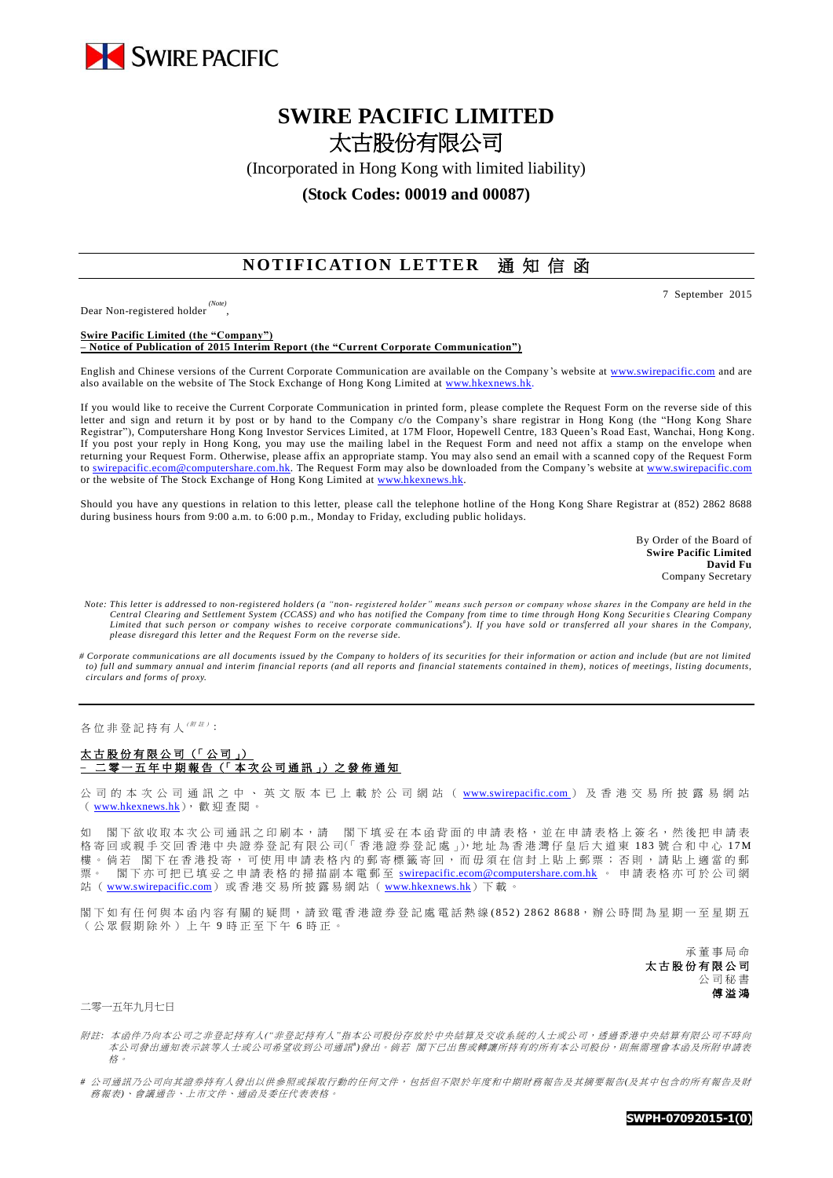SWIRE PACIFIC

# SWIRE PACIFIC LIMITED
# 太古股份有限公司

(Incorporated in Hong Kong with limited liability)

**(Stock Codes: 00019 and 00087)**

## NOTIFICATION LETTER 通知信函

7 September 2015

Dear Non-registered holder [(Note)],

**Swire Pacific Limited (the "Company")**
**– Notice of Publication of 2015 Interim Report (the "Current Corporate Communication")**

English and Chinese versions of the Current Corporate Communication are available on the Company's website at www.swirepacific.com and are also available on the website of The Stock Exchange of Hong Kong Limited at www.hkexnews.hk.

If you would like to receive the Current Corporate Communication in printed form, please complete the Request Form on the reverse side of this letter and sign and return it by post or by hand to the Company c/o the Company's share registrar in Hong Kong (the "Hong Kong Share Registrar"), Computershare Hong Kong Investor Services Limited, at 17M Floor, Hopewell Centre, 183 Queen's Road East, Wanchai, Hong Kong. If you post your reply in Hong Kong, you may use the mailing label in the Request Form and need not affix a stamp on the envelope when returning your Request Form. Otherwise, please affix an appropriate stamp. You may also send an email with a scanned copy of the Request Form to swirepacific.ecom@computershare.com.hk. The Request Form may also be downloaded from the Company's website at www.swirepacific.com or the website of The Stock Exchange of Hong Kong Limited at www.hkexnews.hk.

Should you have any questions in relation to this letter, please call the telephone hotline of the Hong Kong Share Registrar at (852) 2862 8688 during business hours from 9:00 a.m. to 6:00 p.m., Monday to Friday, excluding public holidays.

By Order of the Board of
**Swire Pacific Limited**
**David Fu**
Company Secretary

*Note: This letter is addressed to non-registered holders (a "non- registered holder" means such person or company whose shares in the Company are held in the Central Clearing and Settlement System (CCASS) and who has notified the Company from time to time through Hong Kong Securities Clearing Company Limited that such person or company wishes to receive corporate communications#). If you have sold or transferred all your shares in the Company, please disregard this letter and the Request Form on the reverse side.*

*# Corporate communications are all documents issued by the Company to holders of its securities for their information or action and include (but are not limited to) full and summary annual and interim financial reports (and all reports and financial statements contained in them), notices of meetings, listing documents, circulars and forms of proxy.*

---

各位非登記持有人[(附註)]：

**太古股份有限公司（「公司」）**
**– 二零一五年中期報告（「本次公司通訊」）之發佈通知**

公司的本次公司通訊之中、英文版本已上載於公司網站（www.swirepacific.com）及香港交易所披露易網站（www.hkexnews.hk），歡迎查閱。

如 閣下欲收取本次公司通訊之印刷本，請 閣下填妥在本函背面的申請表格，並在申請表格上簽名，然後把申請表格寄回或親手交回香港中央證券登記有限公司(「香港證券登記處」)，地址為香港灣仔皇后大道東183號合和中心17M樓。倘若 閣下在香港投寄，可使用申請表格內的郵寄標籤寄回，而毋須在信封上貼上郵票；否則，請貼上適當的郵票。 閣下亦可把已填妥之申請表格的掃描副本電郵至 swirepacific.ecom@computershare.com.hk 。申請表格亦可於公司網站（www.swirepacific.com）或香港交易所披露易網站（www.hkexnews.hk）下載。

閣下如有任何與本函內容有關的疑問，請致電香港證券登記處電話熱線(852) 2862 8688，辦公時間為星期一至星期五（公眾假期除外）上午9時正至下午6時正。

承董事局命
**太古股份有限公司**
公司秘書
**傅溢鴻**

二零一五年九月七日

*附註：本函件乃向本公司之非登記持有人("非登記持有人"指本公司股份存放於中央結算及交收系統的人士或公司，透過香港中央結算有限公司不時向本公司發出通知表示該等人士或公司希望收到公司通訊#)發出。倘若 閣下已出售或轉讓所持有的所有本公司股份，則無需理會本函及所附申請表格。*

*# 公司通訊乃公司向其證券持有人發出以供參照或採取行動的任何文件，包括但不限於年度和中期財務報告及其摘要報告(及其中包含的所有報告及財務報表)、會議通告、上市文件、通函及委任代表表格。*

SWPH-07092015-1(0)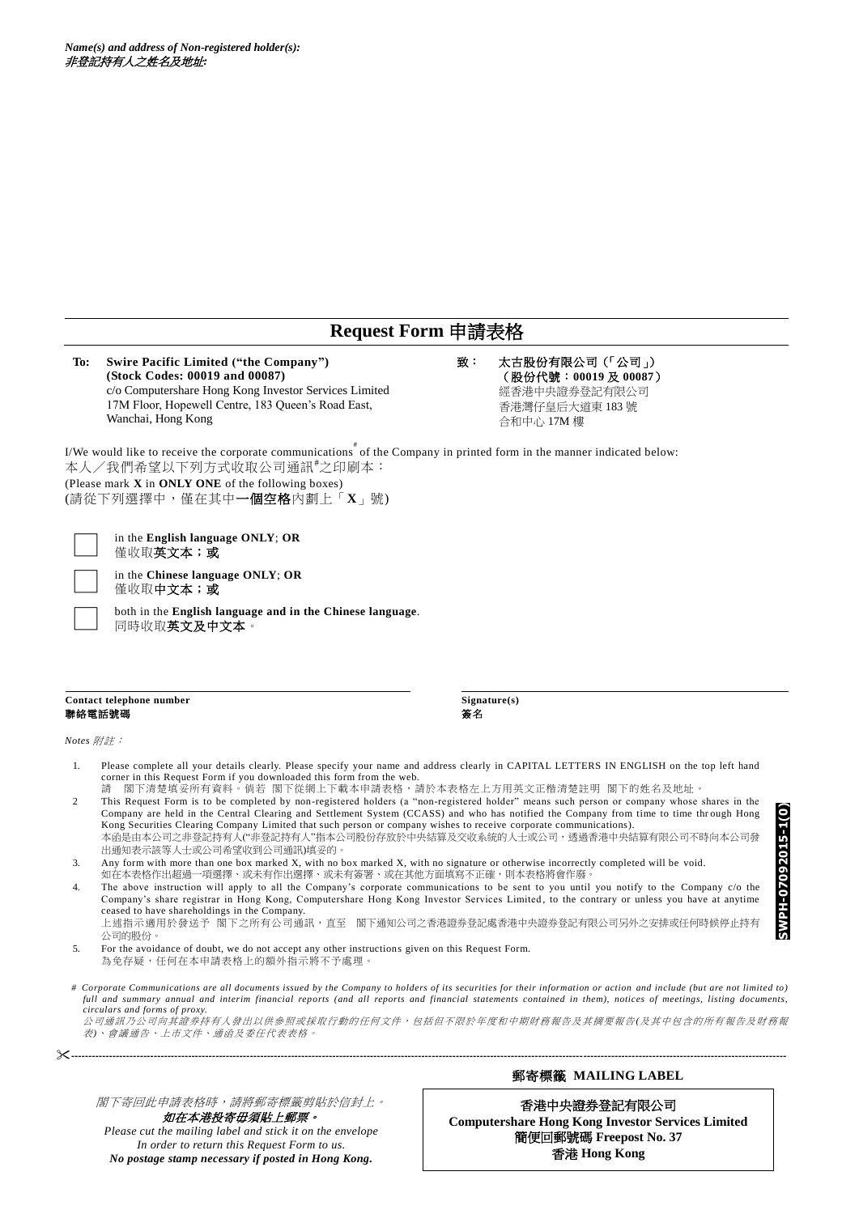*Name(s) and address of Non-registered holder(s):*
***非登記持有人之姓名及地址:***

# Request Form 申請表格

**To: Swire Pacific Limited ("the Company")**
**(Stock Codes: 00019 and 00087)**
c/o Computershare Hong Kong Investor Services Limited
17M Floor, Hopewell Centre, 183 Queen's Road East,
Wanchai, Hong Kong

**致： 太古股份有限公司(「公司」)**
**(股份代號：00019 及 00087)**
經香港中央證券登記有限公司
香港灣仔皇后大道東 183 號
合和中心 17M 樓

I/We would like to receive the corporate communications# of the Company in printed form in the manner indicated below:
本人／我們希望以下列方式收取公司通訊#之印刷本：
(Please mark **X** in **ONLY ONE** of the following boxes)
(請從下列選擇中，僅在其中**一個空格**內劃上「**X**」號)

☐ in the **English language ONLY**; **OR**
僅收取**英文本；或**

☐ in the **Chinese language ONLY**; **OR**
僅收取**中文本；或**

☐ both in the **English language and in the Chinese language**.
同時收取**英文及中文本**。

**Contact telephone number**
**聯絡電話號碼**

**Signature(s)**
**簽名**

*Notes 附註：*

1. Please complete all your details clearly. Please specify your name and address clearly in CAPITAL LETTERS IN ENGLISH on the top left hand corner in this Request Form if you downloaded this form from the web.
請 閣下清楚填妥所有資料。倘若 閣下從網上下載本申請表格，請於本表格左上方用英文正楷清楚註明 閣下的姓名及地址。
2. This Request Form is to be completed by non-registered holders (a "non-registered holder" means such person or company whose shares in the Company are held in the Central Clearing and Settlement System (CCASS) and who has notified the Company from time to time through Hong Kong Securities Clearing Company Limited that such person or company wishes to receive corporate communications).
本函是由本公司之非登記持有人("非登記持有人"指本公司股份存放於中央結算及交收系統的人士或公司，透過香港中央結算有限公司不時向本公司發出通知表示該等人士或公司希望收到公司通訊)填妥的。
3. Any form with more than one box marked X, with no box marked X, with no signature or otherwise incorrectly completed will be void.
如在本表格作出超過一項選擇、或未有作出選擇、或未有簽署、或在其他方面填寫不正確，則本表格將會作廢。
4. The above instruction will apply to all the Company's corporate communications to be sent to you until you notify to the Company c/o the Company's share registrar in Hong Kong, Computershare Hong Kong Investor Services Limited, to the contrary or unless you have at anytime ceased to have shareholdings in the Company.
上述指示適用於發送予 閣下之所有公司通訊，直至 閣下通知公司之香港證券登記處香港中央證券登記有限公司另外之安排或任何時候停止持有公司的股份。
5. For the avoidance of doubt, we do not accept any other instructions given on this Request Form.
為免存疑，任何在本申請表格上的額外指示將不予處理。

*# Corporate Communications are all documents issued by the Company to holders of its securities for their information or action and include (but are not limited to) full and summary annual and interim financial reports (and all reports and financial statements contained in them), notices of meetings, listing documents, circulars and forms of proxy.*
*公司通訊乃公司向其證券持有人發出以供參照或採取行動的任何文件，包括但不限於年度和中期財務報告及其摘要報告(及其中包含的所有報告及財務報表)、會議通告、上市文件、通函及委任代表表格。*

SWPH-07092015-1(0)

---

*閣下寄回此申請表格時，請將郵寄標籤剪貼於信封上。*
***如在本港投寄毋須貼上郵票。***
*Please cut the mailing label and stick it on the envelope*
*In order to return this Request Form to us.*
***No postage stamp necessary if posted in Hong Kong.***

**郵寄標籤 MAILING LABEL**

**香港中央證券登記有限公司**
**Computershare Hong Kong Investor Services Limited**
**簡便回郵號碼 Freepost No. 37**
**香港 Hong Kong**